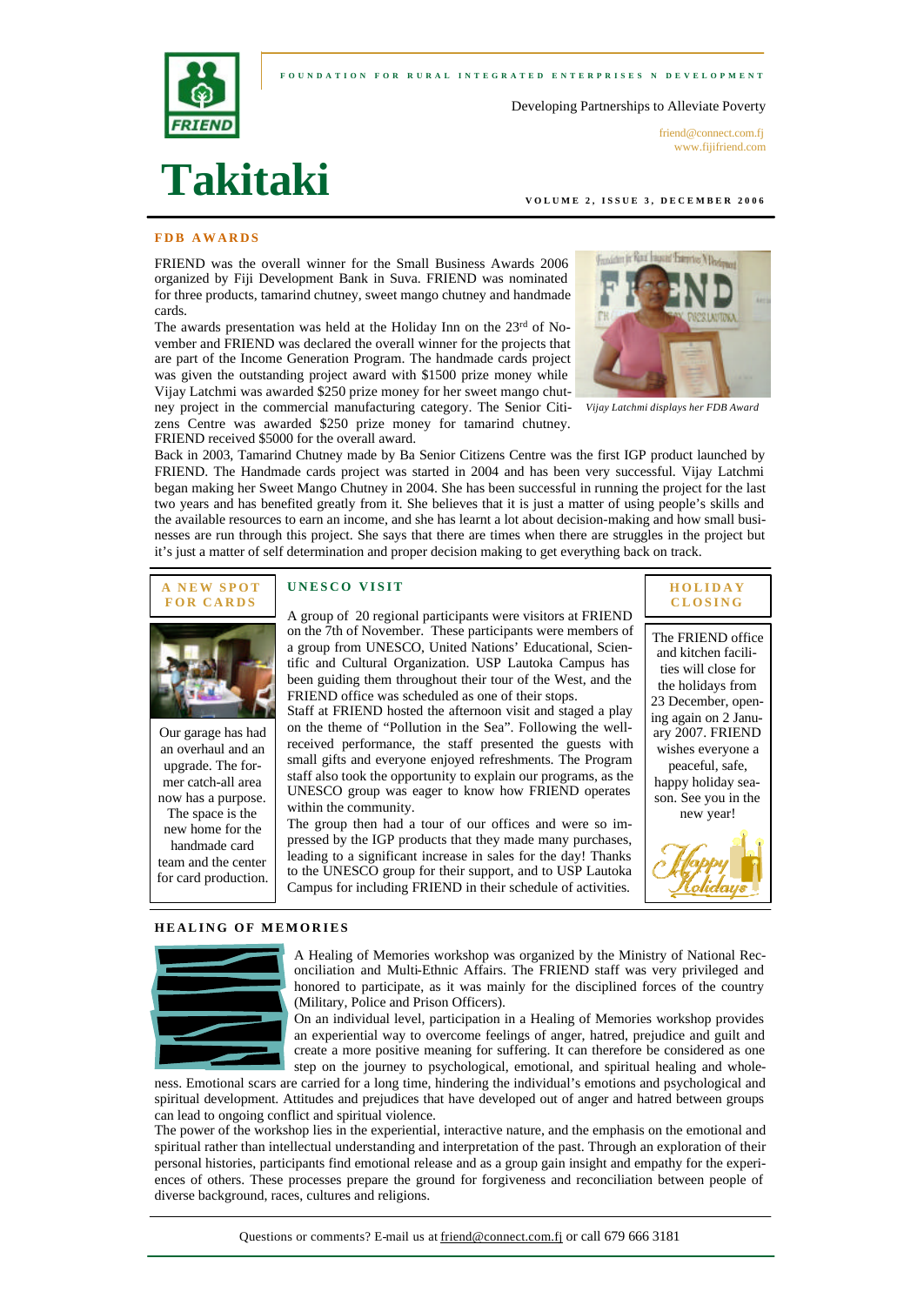FOUNDATION FOR RURAL INTEGRATED ENTERPRISES N DEVELOPMENT

Developing Partnerships to Alleviate Poverty

friend@connect.com.fj
www.fijifriend.com

# Takitaki

VOLUME 2, ISSUE 3, DECEMBER 2006

## FDB AWARDS

FRIEND was the overall winner for the Small Business Awards 2006 organized by Fiji Development Bank in Suva. FRIEND was nominated for three products, tamarind chutney, sweet mango chutney and handmade cards.

The awards presentation was held at the Holiday Inn on the 23rd of November and FRIEND was declared the overall winner for the projects that are part of the Income Generation Program. The handmade cards project was given the outstanding project award with $1500 prize money while Vijay Latchmi was awarded $250 prize money for her sweet mango chutney project in the commercial manufacturing category. The Senior Citizens Centre was awarded $250 prize money for tamarind chutney. FRIEND received $5000 for the overall award.

*Vijay Latchmi displays her FDB Award*

Back in 2003, Tamarind Chutney made by Ba Senior Citizens Centre was the first IGP product launched by FRIEND. The Handmade cards project was started in 2004 and has been very successful. Vijay Latchmi began making her Sweet Mango Chutney in 2004. She has been successful in running the project for the last two years and has benefited greatly from it. She believes that it is just a matter of using people's skills and the available resources to earn an income, and she has learnt a lot about decision-making and how small businesses are run through this project. She says that there are times when there are struggles in the project but it's just a matter of self determination and proper decision making to get everything back on track.

## A NEW SPOT FOR CARDS

Our garage has had an overhaul and an upgrade. The former catch-all area now has a purpose. The space is the new home for the handmade card team and the center for card production.

## UNESCO VISIT

A group of 20 regional participants were visitors at FRIEND on the 7th of November. These participants were members of a group from UNESCO, United Nations' Educational, Scientific and Cultural Organization. USP Lautoka Campus has been guiding them throughout their tour of the West, and the FRIEND office was scheduled as one of their stops.

Staff at FRIEND hosted the afternoon visit and staged a play on the theme of "Pollution in the Sea". Following the well-received performance, the staff presented the guests with small gifts and everyone enjoyed refreshments. The Program staff also took the opportunity to explain our programs, as the UNESCO group was eager to know how FRIEND operates within the community.

The group then had a tour of our offices and were so impressed by the IGP products that they made many purchases, leading to a significant increase in sales for the day! Thanks to the UNESCO group for their support, and to USP Lautoka Campus for including FRIEND in their schedule of activities.

## HOLIDAY CLOSING

The FRIEND office and kitchen facilities will close for the holidays from 23 December, opening again on 2 January 2007. FRIEND wishes everyone a peaceful, safe, happy holiday season. See you in the new year!

## HEALING OF MEMORIES

A Healing of Memories workshop was organized by the Ministry of National Reconciliation and Multi-Ethnic Affairs. The FRIEND staff was very privileged and honored to participate, as it was mainly for the disciplined forces of the country (Military, Police and Prison Officers).

On an individual level, participation in a Healing of Memories workshop provides an experiential way to overcome feelings of anger, hatred, prejudice and guilt and create a more positive meaning for suffering. It can therefore be considered as one step on the journey to psychological, emotional, and spiritual healing and wholeness. Emotional scars are carried for a long time, hindering the individual's emotions and psychological and spiritual development. Attitudes and prejudices that have developed out of anger and hatred between groups can lead to ongoing conflict and spiritual violence.

The power of the workshop lies in the experiential, interactive nature, and the emphasis on the emotional and spiritual rather than intellectual understanding and interpretation of the past. Through an exploration of their personal histories, participants find emotional release and as a group gain insight and empathy for the experiences of others. These processes prepare the ground for forgiveness and reconciliation between people of diverse background, races, cultures and religions.

Questions or comments? E-mail us at friend@connect.com.fj or call 679 666 3181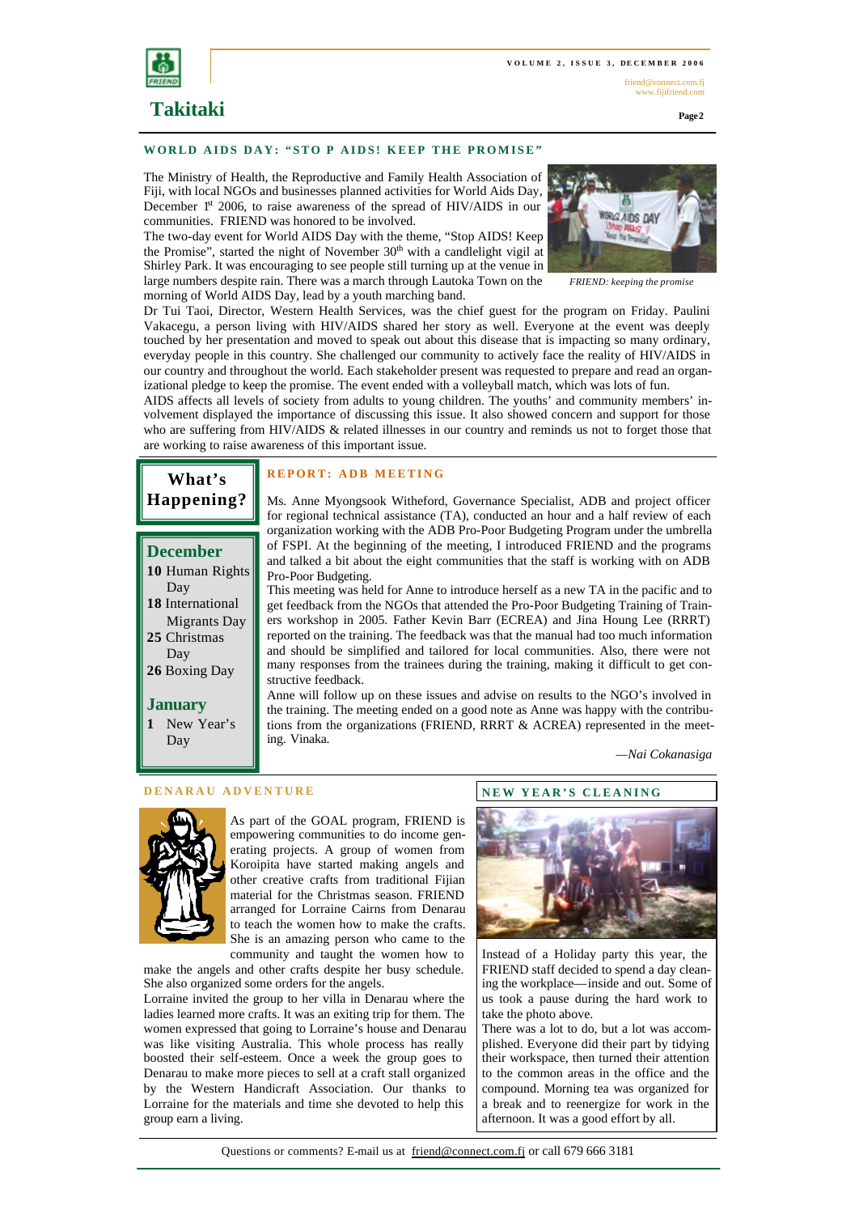## WORLD AIDS DAY: "STO P AIDS! KEEP THE PROMISE"

The Ministry of Health, the Reproductive and Family Health Association of Fiji, with local NGOs and businesses planned activities for World Aids Day, December 1st 2006, to raise awareness of the spread of HIV/AIDS in our communities. FRIEND was honored to be involved.

The two-day event for World AIDS Day with the theme, "Stop AIDS! Keep the Promise", started the night of November 30th with a candlelight vigil at Shirley Park. It was encouraging to see people still turning up at the venue in large numbers despite rain. There was a march through Lautoka Town on the morning of World AIDS Day, lead by a youth marching band.

*FRIEND: keeping the promise*

Dr Tui Taoi, Director, Western Health Services, was the chief guest for the program on Friday. Paulini Vakacegu, a person living with HIV/AIDS shared her story as well. Everyone at the event was deeply touched by her presentation and moved to speak out about this disease that is impacting so many ordinary, everyday people in this country. She challenged our community to actively face the reality of HIV/AIDS in our country and throughout the world. Each stakeholder present was requested to prepare and read an organizational pledge to keep the promise. The event ended with a volleyball match, which was lots of fun.

AIDS affects all levels of society from adults to young children. The youths' and community members' involvement displayed the importance of discussing this issue. It also showed concern and support for those who are suffering from HIV/AIDS & related illnesses in our country and reminds us not to forget those that are working to raise awareness of this important issue.

## What's Happening?

**December**

- **10** Human Rights Day
- **18** International Migrants Day
- **25** Christmas Day
- **26** Boxing Day

**January**

- **1** New Year's Day

## REPORT: ADB MEETING

Ms. Anne Myongsook Witheford, Governance Specialist, ADB and project officer for regional technical assistance (TA), conducted an hour and a half review of each organization working with the ADB Pro-Poor Budgeting Program under the umbrella of FSPI. At the beginning of the meeting, I introduced FRIEND and the programs and talked a bit about the eight communities that the staff is working with on ADB Pro-Poor Budgeting.

This meeting was held for Anne to introduce herself as a new TA in the pacific and to get feedback from the NGOs that attended the Pro-Poor Budgeting Training of Trainers workshop in 2005. Father Kevin Barr (ECREA) and Jina Houng Lee (RRRT) reported on the training. The feedback was that the manual had too much information and should be simplified and tailored for local communities. Also, there were not many responses from the trainees during the training, making it difficult to get constructive feedback.

Anne will follow up on these issues and advise on results to the NGO's involved in the training. The meeting ended on a good note as Anne was happy with the contributions from the organizations (FRIEND, RRRT & ACREA) represented in the meeting. Vinaka.

*—Nai Cokanasiga*

## DENARAU ADVENTURE

As part of the GOAL program, FRIEND is empowering communities to do income generating projects. A group of women from Koroipita have started making angels and other creative crafts from traditional Fijian material for the Christmas season. FRIEND arranged for Lorraine Cairns from Denarau to teach the women how to make the crafts. She is an amazing person who came to the community and taught the women how to make the angels and other crafts despite her busy schedule. She also organized some orders for the angels.

Lorraine invited the group to her villa in Denarau where the ladies learned more crafts. It was an exiting trip for them. The women expressed that going to Lorraine's house and Denarau was like visiting Australia. This whole process has really boosted their self-esteem. Once a week the group goes to Denarau to make more pieces to sell at a craft stall organized by the Western Handicraft Association. Our thanks to Lorraine for the materials and time she devoted to help this group earn a living.

## NEW YEAR'S CLEANING

Instead of a Holiday party this year, the FRIEND staff decided to spend a day cleaning the workplace—inside and out. Some of us took a pause during the hard work to take the photo above.

There was a lot to do, but a lot was accomplished. Everyone did their part by tidying their workspace, then turned their attention to the common areas in the office and the compound. Morning tea was organized for a break and to reenergize for work in the afternoon. It was a good effort by all.

Questions or comments? E-mail us at friend@connect.com.fj or call 679 666 3181